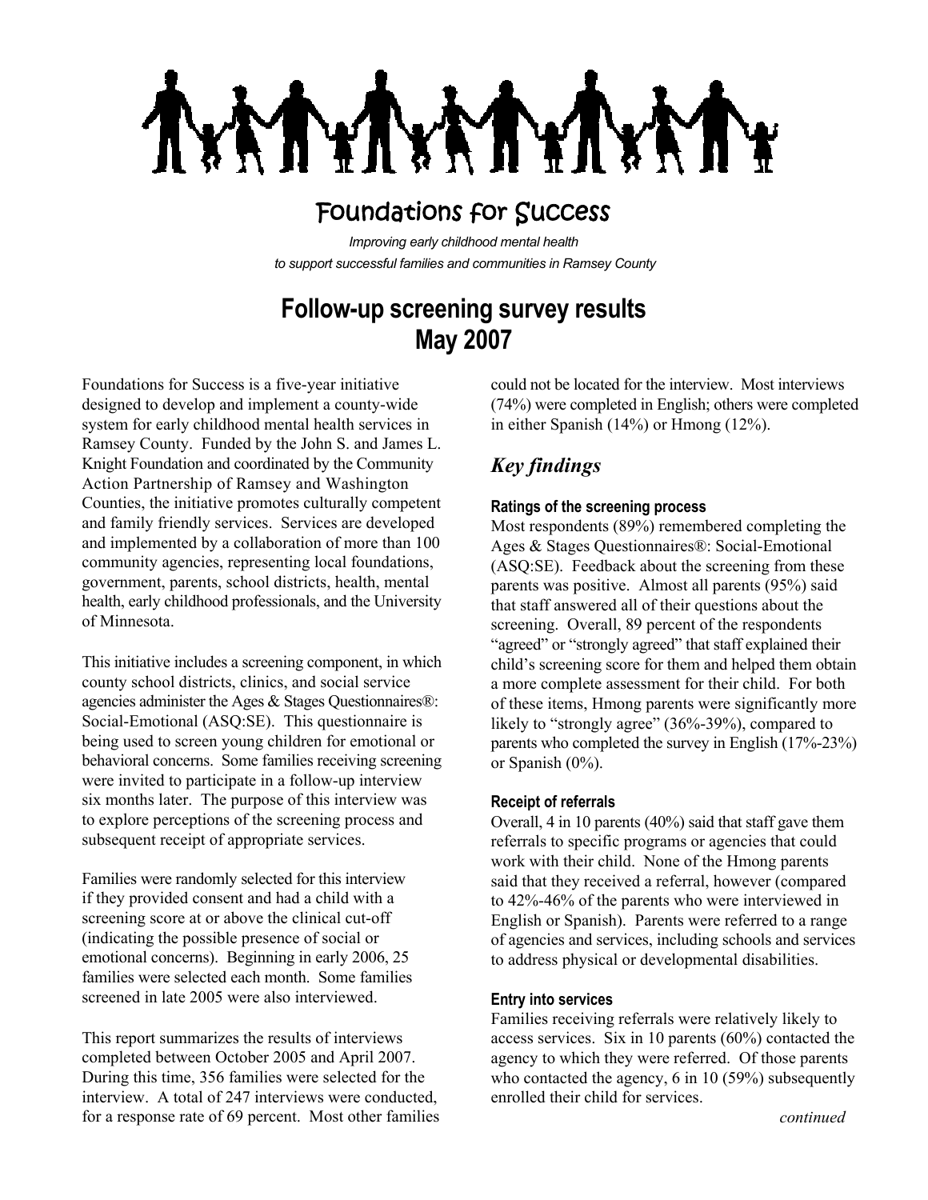# Foundations for Success

*Improving early childhood mental health to support successful families and communities in Ramsey County*

## Follow-up screening survey results May 2007

Foundations for Success is a five-year initiative designed to develop and implement a county-wide system for early childhood mental health services in Ramsey County. Funded by the John S. and James L. Knight Foundation and coordinated by the Community Action Partnership of Ramsey and Washington Counties, the initiative promotes culturally competent and family friendly services. Services are developed and implemented by a collaboration of more than 100 community agencies, representing local foundations, government, parents, school districts, health, mental health, early childhood professionals, and the University of Minnesota.

This initiative includes a screening component, in which county school districts, clinics, and social service agencies administer the Ages & Stages Questionnaires®: Social-Emotional (ASQ:SE). This questionnaire is being used to screen young children for emotional or behavioral concerns. Some families receiving screening were invited to participate in a follow-up interview six months later. The purpose of this interview was to explore perceptions of the screening process and subsequent receipt of appropriate services.

Families were randomly selected for this interview if they provided consent and had a child with a screening score at or above the clinical cut-off (indicating the possible presence of social or emotional concerns). Beginning in early 2006, 25 families were selected each month. Some families screened in late 2005 were also interviewed.

This report summarizes the results of interviews completed between October 2005 and April 2007. During this time, 356 families were selected for the interview. A total of 247 interviews were conducted, for a response rate of 69 percent. Most other families could not be located for the interview. Most interviews (74%) were completed in English; others were completed in either Spanish (14%) or Hmong (12%).

## *Key findings*

#### Ratings of the screening process

Most respondents (89%) remembered completing the Ages & Stages Questionnaires®: Social-Emotional (ASQ:SE). Feedback about the screening from these parents was positive. Almost all parents (95%) said that staff answered all of their questions about the screening. Overall, 89 percent of the respondents "agreed" or "strongly agreed" that staff explained their child's screening score for them and helped them obtain a more complete assessment for their child. For both of these items, Hmong parents were significantly more likely to "strongly agree" (36%-39%), compared to parents who completed the survey in English (17%-23%) or Spanish (0%).

#### Receipt of referrals

Overall, 4 in 10 parents (40%) said that staff gave them referrals to specific programs or agencies that could work with their child. None of the Hmong parents said that they received a referral, however (compared to 42%-46% of the parents who were interviewed in English or Spanish). Parents were referred to a range of agencies and services, including schools and services to address physical or developmental disabilities.

#### Entry into services

Families receiving referrals were relatively likely to access services. Six in 10 parents (60%) contacted the agency to which they were referred. Of those parents who contacted the agency, 6 in 10 (59%) subsequently enrolled their child for services.

*continued*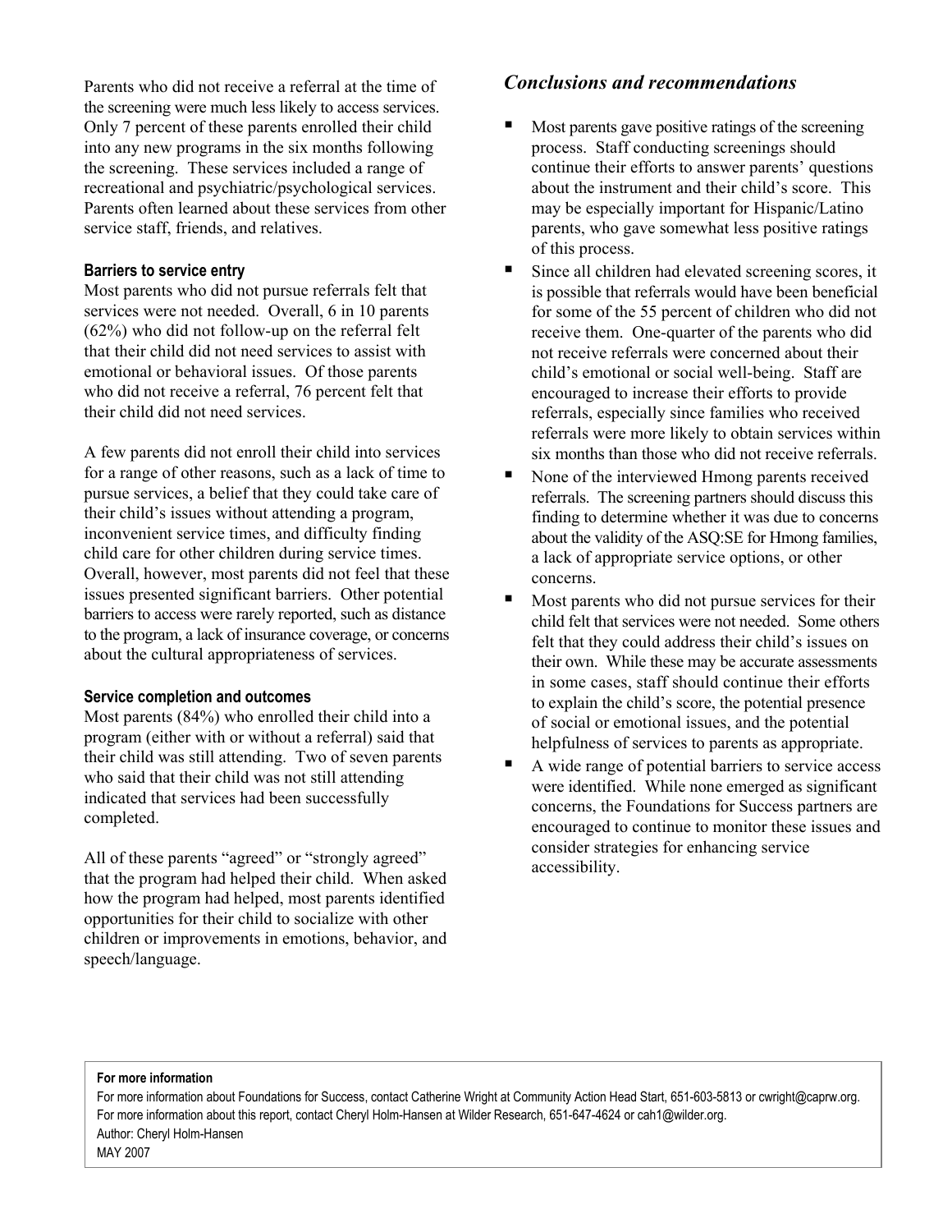Parents who did not receive a referral at the time of the screening were much less likely to access services. Only 7 percent of these parents enrolled their child into any new programs in the six months following the screening. These services included a range of recreational and psychiatric/psychological services. Parents often learned about these services from other service staff, friends, and relatives.

#### Barriers to service entry

Most parents who did not pursue referrals felt that services were not needed. Overall, 6 in 10 parents (62%) who did not follow-up on the referral felt that their child did not need services to assist with emotional or behavioral issues. Of those parents who did not receive a referral, 76 percent felt that their child did not need services.

A few parents did not enroll their child into services for a range of other reasons, such as a lack of time to pursue services, a belief that they could take care of their child's issues without attending a program, inconvenient service times, and difficulty finding child care for other children during service times. Overall, however, most parents did not feel that these issues presented significant barriers. Other potential barriers to access were rarely reported, such as distance to the program, a lack of insurance coverage, or concerns about the cultural appropriateness of services.

#### Service completion and outcomes

Most parents (84%) who enrolled their child into a program (either with or without a referral) said that their child was still attending. Two of seven parents who said that their child was not still attending indicated that services had been successfully completed.

All of these parents "agreed" or "strongly agreed" that the program had helped their child. When asked how the program had helped, most parents identified opportunities for their child to socialize with other children or improvements in emotions, behavior, and speech/language.

## *Conclusions and recommendations*

- Most parents gave positive ratings of the screening process. Staff conducting screenings should continue their efforts to answer parents' questions about the instrument and their child's score. This may be especially important for Hispanic/Latino parents, who gave somewhat less positive ratings of this process.
- Since all children had elevated screening scores, it is possible that referrals would have been beneficial for some of the 55 percent of children who did not receive them. One-quarter of the parents who did not receive referrals were concerned about their child's emotional or social well-being. Staff are encouraged to increase their efforts to provide referrals, especially since families who received referrals were more likely to obtain services within six months than those who did not receive referrals.
- None of the interviewed Hmong parents received referrals. The screening partners should discuss this finding to determine whether it was due to concerns about the validity of the ASQ:SE for Hmong families, a lack of appropriate service options, or other concerns.
- Most parents who did not pursue services for their child felt that services were not needed. Some others felt that they could address their child's issues on their own. While these may be accurate assessments in some cases, staff should continue their efforts to explain the child's score, the potential presence of social or emotional issues, and the potential helpfulness of services to parents as appropriate.
- A wide range of potential barriers to service access were identified. While none emerged as significant concerns, the Foundations for Success partners are encouraged to continue to monitor these issues and consider strategies for enhancing service accessibility.

**For more information**

For more information about Foundations for Success, contact Catherine Wright at Community Action Head Start, 651-603-5813 or cwright@caprw.org.
For more information about this report, contact Cheryl Holm-Hansen at Wilder Research, 651-647-4624 or cah1@wilder.org.
Author: Cheryl Holm-Hansen
MAY 2007